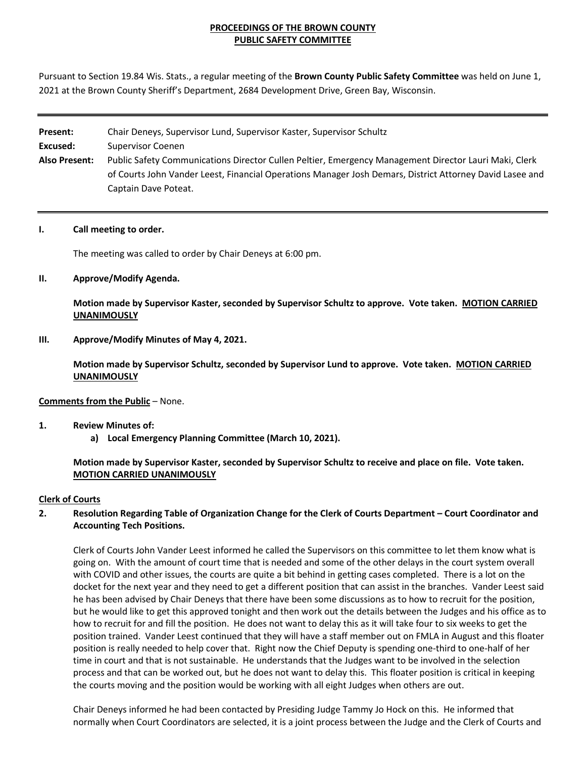**PROCEEDINGS OF THE BROWN COUNTY**
**PUBLIC SAFETY COMMITTEE**

Pursuant to Section 19.84 Wis. Stats., a regular meeting of the **Brown County Public Safety Committee** was held on June 1, 2021 at the Brown County Sheriff's Department, 2684 Development Drive, Green Bay, Wisconsin.

---

**Present:** Chair Deneys, Supervisor Lund, Supervisor Kaster, Supervisor Schultz
**Excused:** Supervisor Coenen
**Also Present:** Public Safety Communications Director Cullen Peltier, Emergency Management Director Lauri Maki, Clerk of Courts John Vander Leest, Financial Operations Manager Josh Demars, District Attorney David Lasee and Captain Dave Poteat.

---

**I. Call meeting to order.**

The meeting was called to order by Chair Deneys at 6:00 pm.

**II. Approve/Modify Agenda.**

**Motion made by Supervisor Kaster, seconded by Supervisor Schultz to approve. Vote taken. MOTION CARRIED UNANIMOUSLY**

**III. Approve/Modify Minutes of May 4, 2021.**

**Motion made by Supervisor Schultz, seconded by Supervisor Lund to approve. Vote taken. MOTION CARRIED UNANIMOUSLY**

**Comments from the Public** – None.

**1. Review Minutes of:**

**a) Local Emergency Planning Committee (March 10, 2021).**

**Motion made by Supervisor Kaster, seconded by Supervisor Schultz to receive and place on file. Vote taken. MOTION CARRIED UNANIMOUSLY**

**Clerk of Courts**

**2. Resolution Regarding Table of Organization Change for the Clerk of Courts Department – Court Coordinator and Accounting Tech Positions.**

Clerk of Courts John Vander Leest informed he called the Supervisors on this committee to let them know what is going on. With the amount of court time that is needed and some of the other delays in the court system overall with COVID and other issues, the courts are quite a bit behind in getting cases completed. There is a lot on the docket for the next year and they need to get a different position that can assist in the branches. Vander Leest said he has been advised by Chair Deneys that there have been some discussions as to how to recruit for the position, but he would like to get this approved tonight and then work out the details between the Judges and his office as to how to recruit for and fill the position. He does not want to delay this as it will take four to six weeks to get the position trained. Vander Leest continued that they will have a staff member out on FMLA in August and this floater position is really needed to help cover that. Right now the Chief Deputy is spending one-third to one-half of her time in court and that is not sustainable. He understands that the Judges want to be involved in the selection process and that can be worked out, but he does not want to delay this. This floater position is critical in keeping the courts moving and the position would be working with all eight Judges when others are out.

Chair Deneys informed he had been contacted by Presiding Judge Tammy Jo Hock on this. He informed that normally when Court Coordinators are selected, it is a joint process between the Judge and the Clerk of Courts and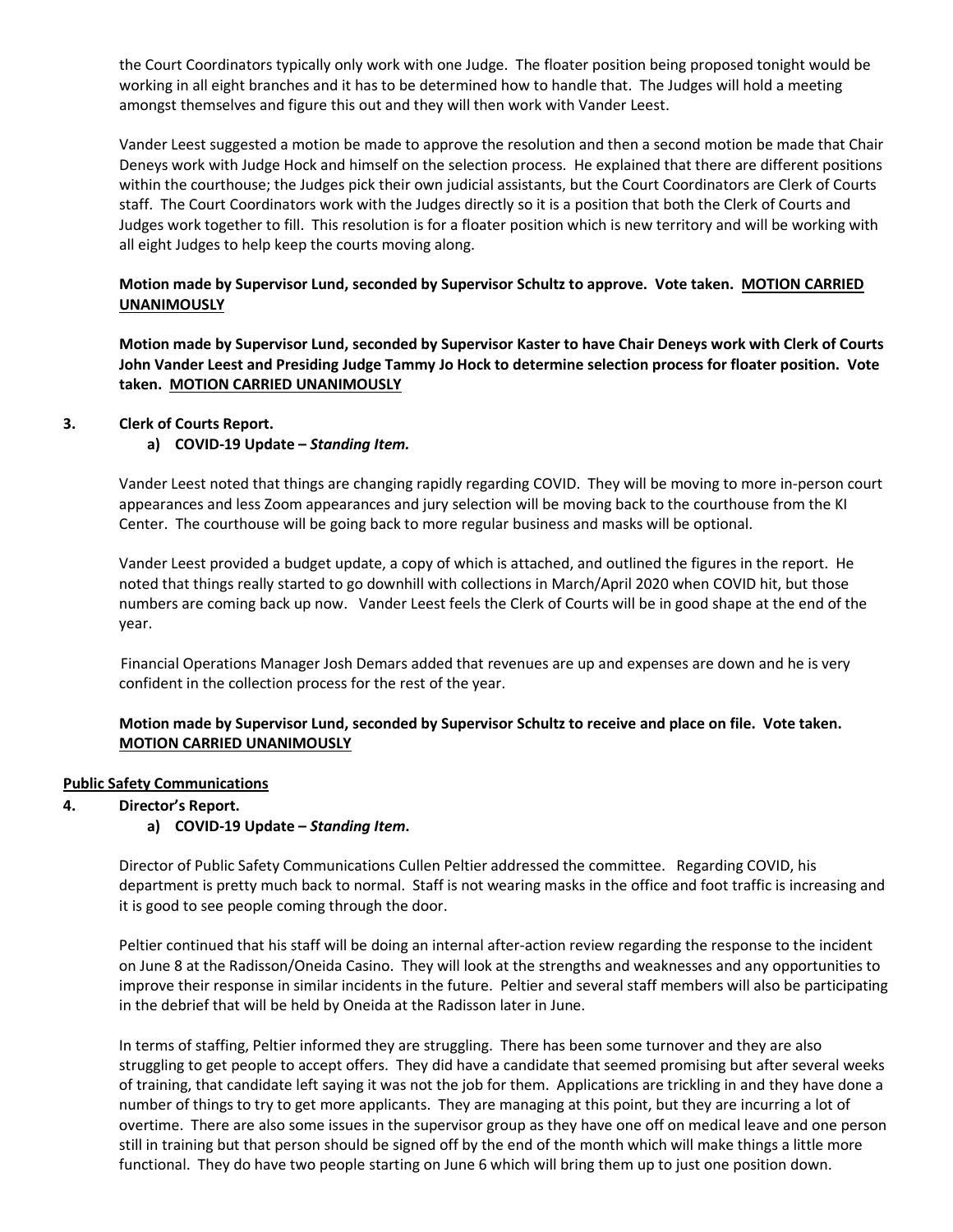the Court Coordinators typically only work with one Judge. The floater position being proposed tonight would be working in all eight branches and it has to be determined how to handle that. The Judges will hold a meeting amongst themselves and figure this out and they will then work with Vander Leest.

Vander Leest suggested a motion be made to approve the resolution and then a second motion be made that Chair Deneys work with Judge Hock and himself on the selection process. He explained that there are different positions within the courthouse; the Judges pick their own judicial assistants, but the Court Coordinators are Clerk of Courts staff. The Court Coordinators work with the Judges directly so it is a position that both the Clerk of Courts and Judges work together to fill. This resolution is for a floater position which is new territory and will be working with all eight Judges to help keep the courts moving along.

**Motion made by Supervisor Lund, seconded by Supervisor Schultz to approve. Vote taken. <u>MOTION CARRIED UNANIMOUSLY</u>**

**Motion made by Supervisor Lund, seconded by Supervisor Kaster to have Chair Deneys work with Clerk of Courts John Vander Leest and Presiding Judge Tammy Jo Hock to determine selection process for floater position. Vote taken. <u>MOTION CARRIED UNANIMOUSLY</u>**

**3. Clerk of Courts Report.**

**a) COVID-19 Update – *Standing Item.***

Vander Leest noted that things are changing rapidly regarding COVID. They will be moving to more in-person court appearances and less Zoom appearances and jury selection will be moving back to the courthouse from the KI Center. The courthouse will be going back to more regular business and masks will be optional.

Vander Leest provided a budget update, a copy of which is attached, and outlined the figures in the report. He noted that things really started to go downhill with collections in March/April 2020 when COVID hit, but those numbers are coming back up now. Vander Leest feels the Clerk of Courts will be in good shape at the end of the year.

Financial Operations Manager Josh Demars added that revenues are up and expenses are down and he is very confident in the collection process for the rest of the year.

**Motion made by Supervisor Lund, seconded by Supervisor Schultz to receive and place on file. Vote taken. <u>MOTION CARRIED UNANIMOUSLY</u>**

**<u>Public Safety Communications</u>**

**4. Director's Report.**

**a) COVID-19 Update – *Standing Item*.**

Director of Public Safety Communications Cullen Peltier addressed the committee. Regarding COVID, his department is pretty much back to normal. Staff is not wearing masks in the office and foot traffic is increasing and it is good to see people coming through the door.

Peltier continued that his staff will be doing an internal after-action review regarding the response to the incident on June 8 at the Radisson/Oneida Casino. They will look at the strengths and weaknesses and any opportunities to improve their response in similar incidents in the future. Peltier and several staff members will also be participating in the debrief that will be held by Oneida at the Radisson later in June.

In terms of staffing, Peltier informed they are struggling. There has been some turnover and they are also struggling to get people to accept offers. They did have a candidate that seemed promising but after several weeks of training, that candidate left saying it was not the job for them. Applications are trickling in and they have done a number of things to try to get more applicants. They are managing at this point, but they are incurring a lot of overtime. There are also some issues in the supervisor group as they have one off on medical leave and one person still in training but that person should be signed off by the end of the month which will make things a little more functional. They do have two people starting on June 6 which will bring them up to just one position down.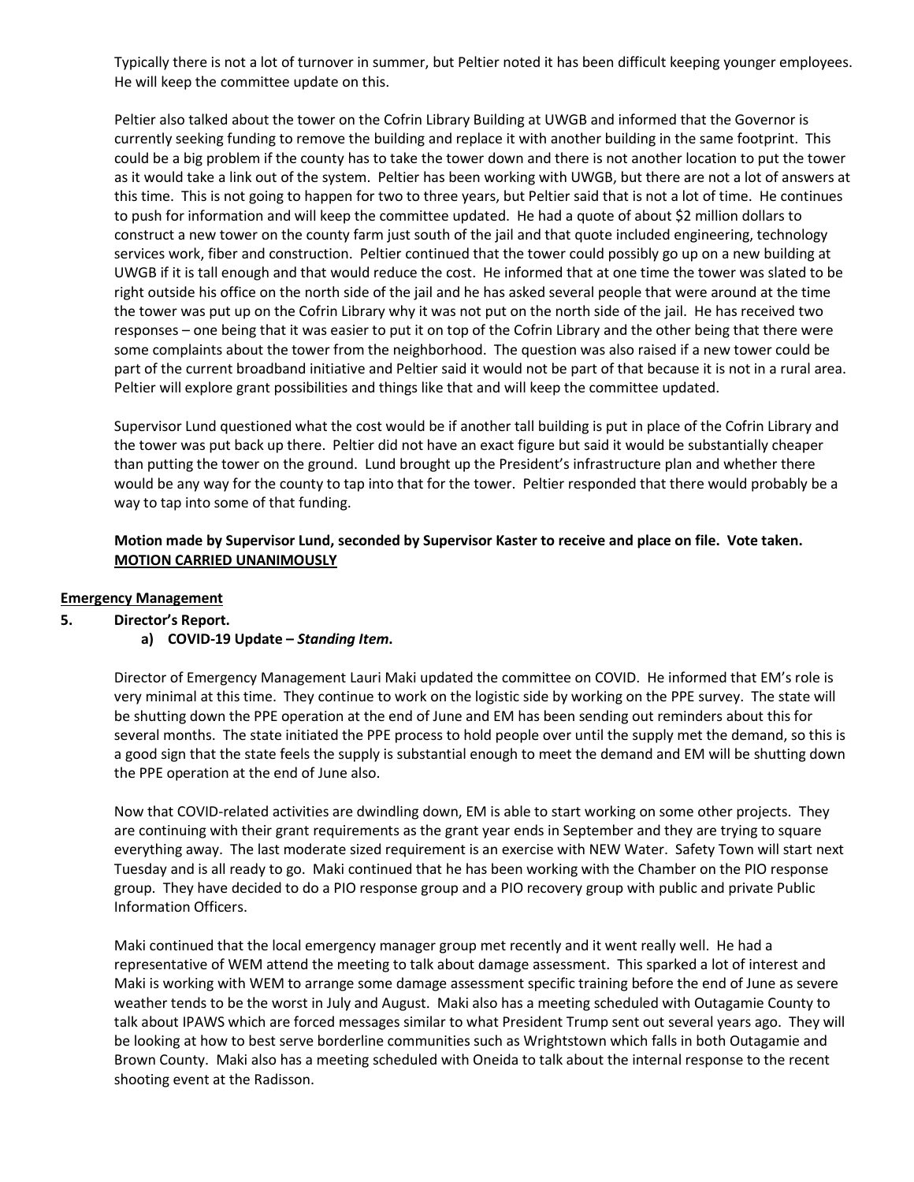Typically there is not a lot of turnover in summer, but Peltier noted it has been difficult keeping younger employees. He will keep the committee update on this.

Peltier also talked about the tower on the Cofrin Library Building at UWGB and informed that the Governor is currently seeking funding to remove the building and replace it with another building in the same footprint. This could be a big problem if the county has to take the tower down and there is not another location to put the tower as it would take a link out of the system. Peltier has been working with UWGB, but there are not a lot of answers at this time. This is not going to happen for two to three years, but Peltier said that is not a lot of time. He continues to push for information and will keep the committee updated. He had a quote of about $2 million dollars to construct a new tower on the county farm just south of the jail and that quote included engineering, technology services work, fiber and construction. Peltier continued that the tower could possibly go up on a new building at UWGB if it is tall enough and that would reduce the cost. He informed that at one time the tower was slated to be right outside his office on the north side of the jail and he has asked several people that were around at the time the tower was put up on the Cofrin Library why it was not put on the north side of the jail. He has received two responses – one being that it was easier to put it on top of the Cofrin Library and the other being that there were some complaints about the tower from the neighborhood. The question was also raised if a new tower could be part of the current broadband initiative and Peltier said it would not be part of that because it is not in a rural area. Peltier will explore grant possibilities and things like that and will keep the committee updated.

Supervisor Lund questioned what the cost would be if another tall building is put in place of the Cofrin Library and the tower was put back up there. Peltier did not have an exact figure but said it would be substantially cheaper than putting the tower on the ground. Lund brought up the President's infrastructure plan and whether there would be any way for the county to tap into that for the tower. Peltier responded that there would probably be a way to tap into some of that funding.

**Motion made by Supervisor Lund, seconded by Supervisor Kaster to receive and place on file. Vote taken. MOTION CARRIED UNANIMOUSLY**

**Emergency Management**

**5. Director's Report.**

**a) COVID-19 Update – *Standing Item*.**

Director of Emergency Management Lauri Maki updated the committee on COVID. He informed that EM's role is very minimal at this time. They continue to work on the logistic side by working on the PPE survey. The state will be shutting down the PPE operation at the end of June and EM has been sending out reminders about this for several months. The state initiated the PPE process to hold people over until the supply met the demand, so this is a good sign that the state feels the supply is substantial enough to meet the demand and EM will be shutting down the PPE operation at the end of June also.

Now that COVID-related activities are dwindling down, EM is able to start working on some other projects. They are continuing with their grant requirements as the grant year ends in September and they are trying to square everything away. The last moderate sized requirement is an exercise with NEW Water. Safety Town will start next Tuesday and is all ready to go. Maki continued that he has been working with the Chamber on the PIO response group. They have decided to do a PIO response group and a PIO recovery group with public and private Public Information Officers.

Maki continued that the local emergency manager group met recently and it went really well. He had a representative of WEM attend the meeting to talk about damage assessment. This sparked a lot of interest and Maki is working with WEM to arrange some damage assessment specific training before the end of June as severe weather tends to be the worst in July and August. Maki also has a meeting scheduled with Outagamie County to talk about IPAWS which are forced messages similar to what President Trump sent out several years ago. They will be looking at how to best serve borderline communities such as Wrightstown which falls in both Outagamie and Brown County. Maki also has a meeting scheduled with Oneida to talk about the internal response to the recent shooting event at the Radisson.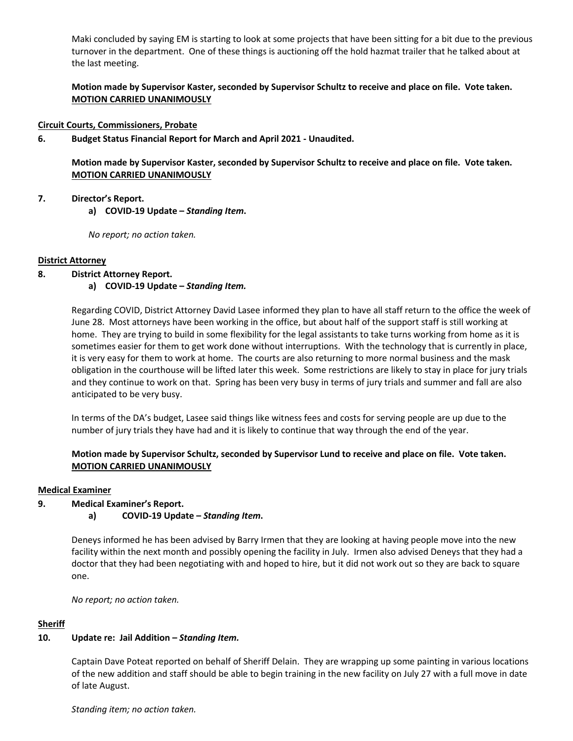Maki concluded by saying EM is starting to look at some projects that have been sitting for a bit due to the previous turnover in the department. One of these things is auctioning off the hold hazmat trailer that he talked about at the last meeting.

**Motion made by Supervisor Kaster, seconded by Supervisor Schultz to receive and place on file. Vote taken. <u>MOTION CARRIED UNANIMOUSLY</u>**

<u>**Circuit Courts, Commissioners, Probate**</u>

**6. Budget Status Financial Report for March and April 2021 - Unaudited.**

**Motion made by Supervisor Kaster, seconded by Supervisor Schultz to receive and place on file. Vote taken. <u>MOTION CARRIED UNANIMOUSLY</u>**

**7. Director's Report.**

**a) COVID-19 Update – *Standing Item*.**

*No report; no action taken.*

<u>**District Attorney**</u>

**8. District Attorney Report.**

**a) COVID-19 Update – *Standing Item.***

Regarding COVID, District Attorney David Lasee informed they plan to have all staff return to the office the week of June 28. Most attorneys have been working in the office, but about half of the support staff is still working at home. They are trying to build in some flexibility for the legal assistants to take turns working from home as it is sometimes easier for them to get work done without interruptions. With the technology that is currently in place, it is very easy for them to work at home. The courts are also returning to more normal business and the mask obligation in the courthouse will be lifted later this week. Some restrictions are likely to stay in place for jury trials and they continue to work on that. Spring has been very busy in terms of jury trials and summer and fall are also anticipated to be very busy.

In terms of the DA's budget, Lasee said things like witness fees and costs for serving people are up due to the number of jury trials they have had and it is likely to continue that way through the end of the year.

**Motion made by Supervisor Schultz, seconded by Supervisor Lund to receive and place on file. Vote taken. <u>MOTION CARRIED UNANIMOUSLY</u>**

<u>**Medical Examiner**</u>

**9. Medical Examiner's Report.**

**a) COVID-19 Update – *Standing Item*.**

Deneys informed he has been advised by Barry Irmen that they are looking at having people move into the new facility within the next month and possibly opening the facility in July. Irmen also advised Deneys that they had a doctor that they had been negotiating with and hoped to hire, but it did not work out so they are back to square one.

*No report; no action taken.*

<u>**Sheriff**</u>

**10. Update re: Jail Addition – *Standing Item.***

Captain Dave Poteat reported on behalf of Sheriff Delain. They are wrapping up some painting in various locations of the new addition and staff should be able to begin training in the new facility on July 27 with a full move in date of late August.

*Standing item; no action taken.*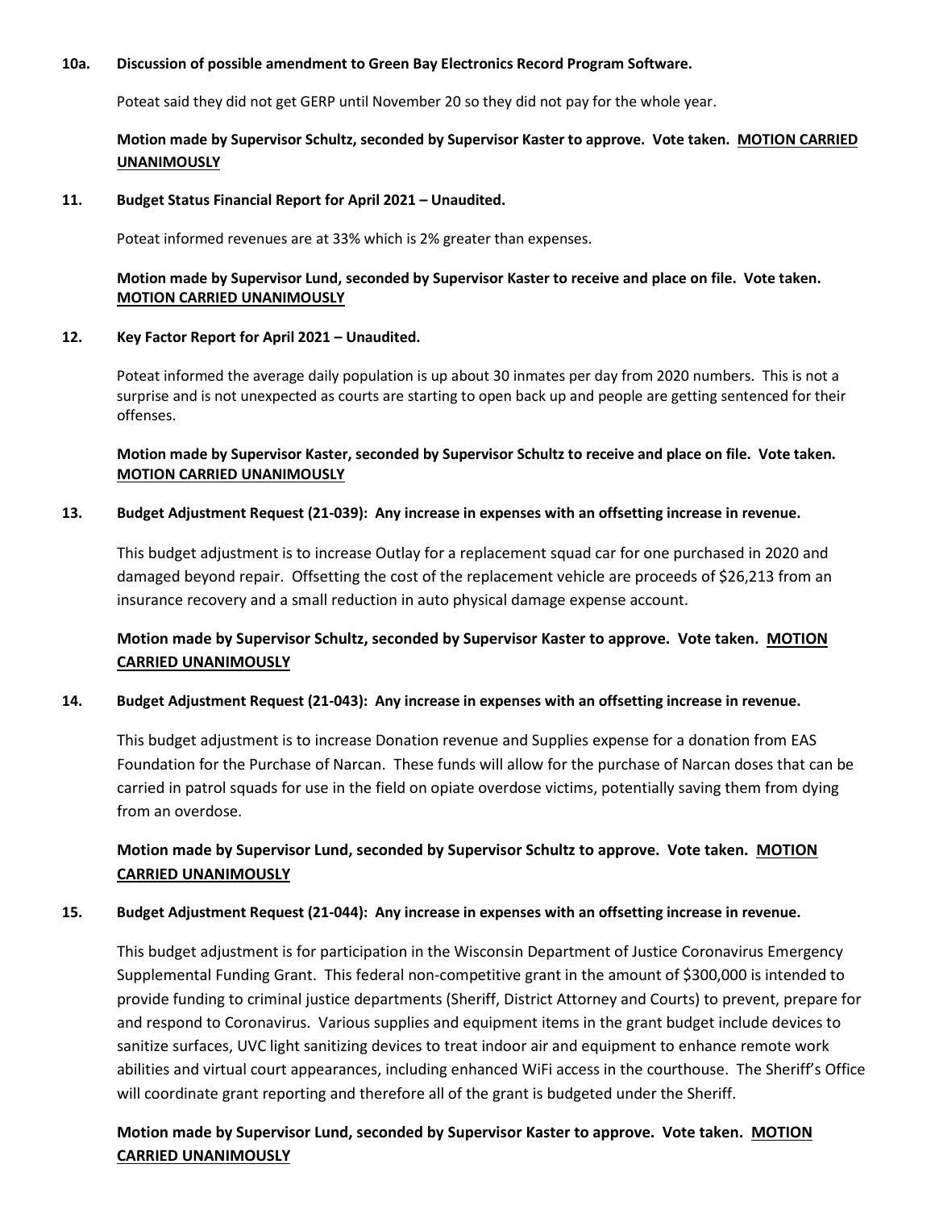**10a. Discussion of possible amendment to Green Bay Electronics Record Program Software.**

Poteat said they did not get GERP until November 20 so they did not pay for the whole year.

**Motion made by Supervisor Schultz, seconded by Supervisor Kaster to approve. Vote taken. MOTION CARRIED UNANIMOUSLY**

**11. Budget Status Financial Report for April 2021 – Unaudited.**

Poteat informed revenues are at 33% which is 2% greater than expenses.

**Motion made by Supervisor Lund, seconded by Supervisor Kaster to receive and place on file. Vote taken. MOTION CARRIED UNANIMOUSLY**

**12. Key Factor Report for April 2021 – Unaudited.**

Poteat informed the average daily population is up about 30 inmates per day from 2020 numbers. This is not a surprise and is not unexpected as courts are starting to open back up and people are getting sentenced for their offenses.

**Motion made by Supervisor Kaster, seconded by Supervisor Schultz to receive and place on file. Vote taken. MOTION CARRIED UNANIMOUSLY**

**13. Budget Adjustment Request (21-039): Any increase in expenses with an offsetting increase in revenue.**

This budget adjustment is to increase Outlay for a replacement squad car for one purchased in 2020 and damaged beyond repair. Offsetting the cost of the replacement vehicle are proceeds of $26,213 from an insurance recovery and a small reduction in auto physical damage expense account.

**Motion made by Supervisor Schultz, seconded by Supervisor Kaster to approve. Vote taken. MOTION CARRIED UNANIMOUSLY**

**14. Budget Adjustment Request (21-043): Any increase in expenses with an offsetting increase in revenue.**

This budget adjustment is to increase Donation revenue and Supplies expense for a donation from EAS Foundation for the Purchase of Narcan. These funds will allow for the purchase of Narcan doses that can be carried in patrol squads for use in the field on opiate overdose victims, potentially saving them from dying from an overdose.

**Motion made by Supervisor Lund, seconded by Supervisor Schultz to approve. Vote taken. MOTION CARRIED UNANIMOUSLY**

**15. Budget Adjustment Request (21-044): Any increase in expenses with an offsetting increase in revenue.**

This budget adjustment is for participation in the Wisconsin Department of Justice Coronavirus Emergency Supplemental Funding Grant. This federal non-competitive grant in the amount of $300,000 is intended to provide funding to criminal justice departments (Sheriff, District Attorney and Courts) to prevent, prepare for and respond to Coronavirus. Various supplies and equipment items in the grant budget include devices to sanitize surfaces, UVC light sanitizing devices to treat indoor air and equipment to enhance remote work abilities and virtual court appearances, including enhanced WiFi access in the courthouse. The Sheriff's Office will coordinate grant reporting and therefore all of the grant is budgeted under the Sheriff.

**Motion made by Supervisor Lund, seconded by Supervisor Kaster to approve. Vote taken. MOTION CARRIED UNANIMOUSLY**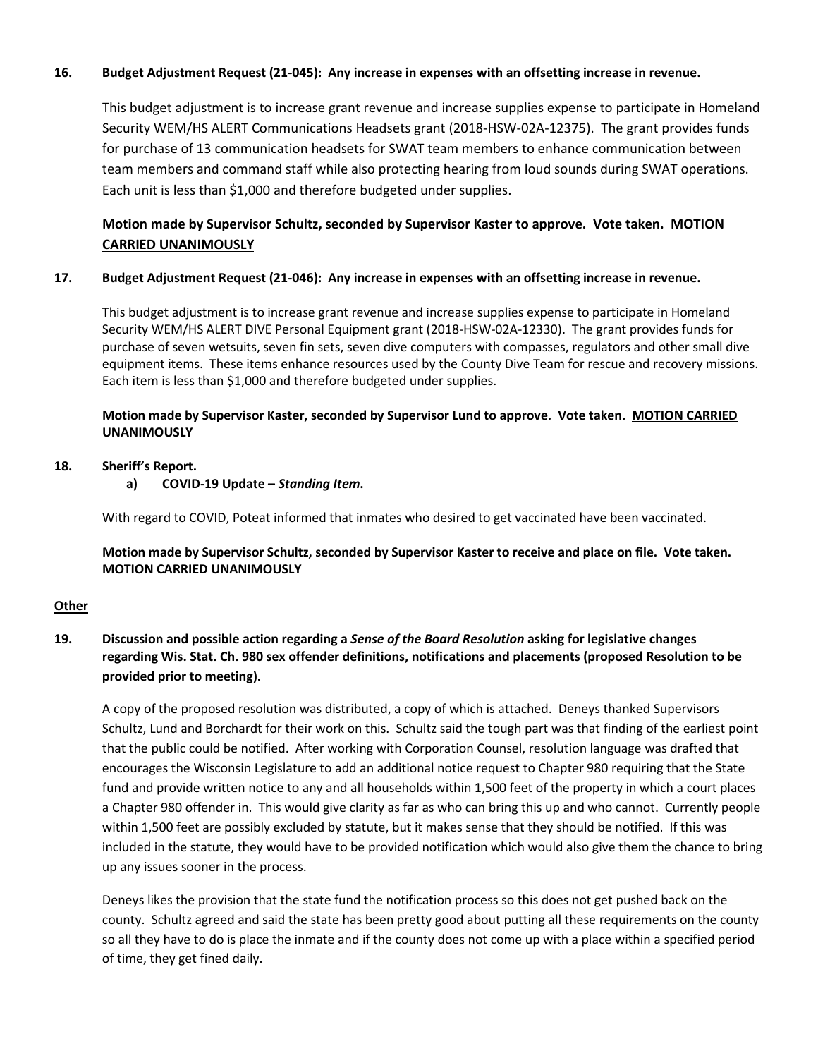**16. Budget Adjustment Request (21-045): Any increase in expenses with an offsetting increase in revenue.**

This budget adjustment is to increase grant revenue and increase supplies expense to participate in Homeland Security WEM/HS ALERT Communications Headsets grant (2018-HSW-02A-12375). The grant provides funds for purchase of 13 communication headsets for SWAT team members to enhance communication between team members and command staff while also protecting hearing from loud sounds during SWAT operations. Each unit is less than $1,000 and therefore budgeted under supplies.

**Motion made by Supervisor Schultz, seconded by Supervisor Kaster to approve. Vote taken. <u>MOTION CARRIED UNANIMOUSLY</u>**

**17. Budget Adjustment Request (21-046): Any increase in expenses with an offsetting increase in revenue.**

This budget adjustment is to increase grant revenue and increase supplies expense to participate in Homeland Security WEM/HS ALERT DIVE Personal Equipment grant (2018-HSW-02A-12330). The grant provides funds for purchase of seven wetsuits, seven fin sets, seven dive computers with compasses, regulators and other small dive equipment items. These items enhance resources used by the County Dive Team for rescue and recovery missions. Each item is less than $1,000 and therefore budgeted under supplies.

**Motion made by Supervisor Kaster, seconded by Supervisor Lund to approve. Vote taken. <u>MOTION CARRIED UNANIMOUSLY</u>**

**18. Sheriff's Report.**

**a) COVID-19 Update – *Standing Item*.**

With regard to COVID, Poteat informed that inmates who desired to get vaccinated have been vaccinated.

**Motion made by Supervisor Schultz, seconded by Supervisor Kaster to receive and place on file. Vote taken. <u>MOTION CARRIED UNANIMOUSLY</u>**

**<u>Other</u>**

**19. Discussion and possible action regarding a *Sense of the Board Resolution* asking for legislative changes regarding Wis. Stat. Ch. 980 sex offender definitions, notifications and placements (proposed Resolution to be provided prior to meeting).**

A copy of the proposed resolution was distributed, a copy of which is attached. Deneys thanked Supervisors Schultz, Lund and Borchardt for their work on this. Schultz said the tough part was that finding of the earliest point that the public could be notified. After working with Corporation Counsel, resolution language was drafted that encourages the Wisconsin Legislature to add an additional notice request to Chapter 980 requiring that the State fund and provide written notice to any and all households within 1,500 feet of the property in which a court places a Chapter 980 offender in. This would give clarity as far as who can bring this up and who cannot. Currently people within 1,500 feet are possibly excluded by statute, but it makes sense that they should be notified. If this was included in the statute, they would have to be provided notification which would also give them the chance to bring up any issues sooner in the process.

Deneys likes the provision that the state fund the notification process so this does not get pushed back on the county. Schultz agreed and said the state has been pretty good about putting all these requirements on the county so all they have to do is place the inmate and if the county does not come up with a place within a specified period of time, they get fined daily.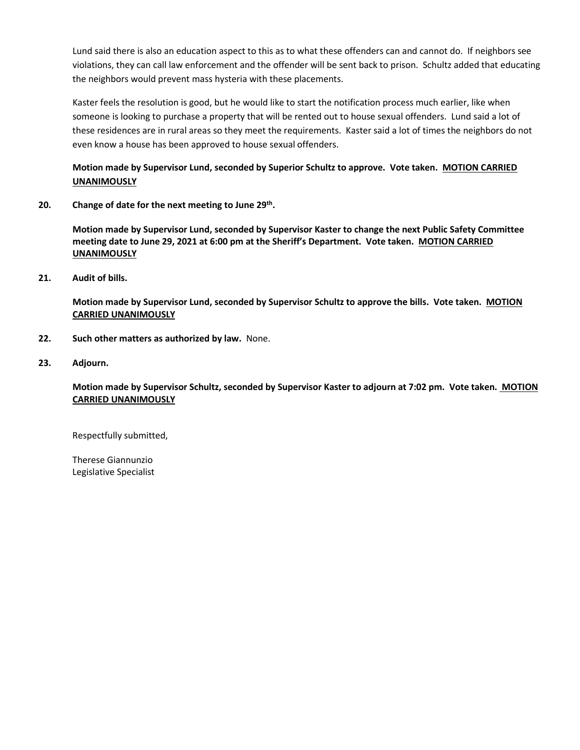Lund said there is also an education aspect to this as to what these offenders can and cannot do. If neighbors see violations, they can call law enforcement and the offender will be sent back to prison. Schultz added that educating the neighbors would prevent mass hysteria with these placements.

Kaster feels the resolution is good, but he would like to start the notification process much earlier, like when someone is looking to purchase a property that will be rented out to house sexual offenders. Lund said a lot of these residences are in rural areas so they meet the requirements. Kaster said a lot of times the neighbors do not even know a house has been approved to house sexual offenders.

**Motion made by Supervisor Lund, seconded by Superior Schultz to approve. Vote taken. <u>MOTION CARRIED UNANIMOUSLY</u>**

**20. Change of date for the next meeting to June 29th.**

**Motion made by Supervisor Lund, seconded by Supervisor Kaster to change the next Public Safety Committee meeting date to June 29, 2021 at 6:00 pm at the Sheriff's Department. Vote taken. <u>MOTION CARRIED UNANIMOUSLY</u>**

**21. Audit of bills.**

**Motion made by Supervisor Lund, seconded by Supervisor Schultz to approve the bills. Vote taken. <u>MOTION CARRIED UNANIMOUSLY</u>**

**22. Such other matters as authorized by law.** None.

**23. Adjourn.**

**Motion made by Supervisor Schultz, seconded by Supervisor Kaster to adjourn at 7:02 pm. Vote taken. <u>MOTION CARRIED UNANIMOUSLY</u>**

Respectfully submitted,

Therese Giannunzio
Legislative Specialist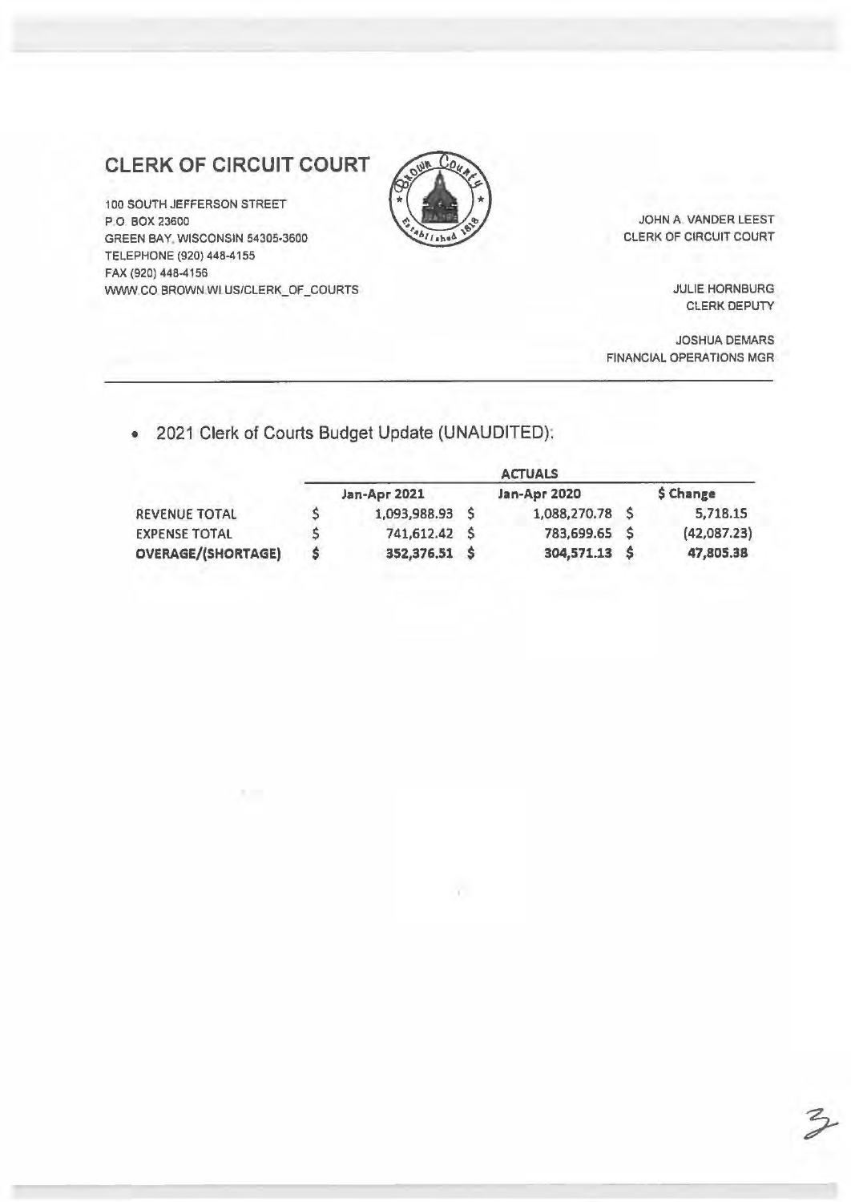## CLERK OF CIRCUIT COURT

100 SOUTH JEFFERSON STREET
P.O. BOX 23600
GREEN BAY, WISCONSIN 54305-3600
TELEPHONE (920) 448-4155
FAX (920) 448-4156
WWW.CO.BROWN.WI.US/CLERK_OF_COURTS

JOHN A. VANDER LEEST
CLERK OF CIRCUIT COURT

JULIE HORNBURG
CLERK DEPUTY

JOSHUA DEMARS
FINANCIAL OPERATIONS MGR

---

- 2021 Clerk of Courts Budget Update (UNAUDITED):

| | ACTUALS | | |
|---|---|---|---|
| | Jan-Apr 2021 | Jan-Apr 2020 | $ Change |
| REVENUE TOTAL | $ 1,093,988.93 | $ 1,088,270.78 | $ 5,718.15 |
| EXPENSE TOTAL | $ 741,612.42 | $ 783,699.65 | $ (42,087.23) |
| **OVERAGE/(SHORTAGE)** | **$ 352,376.51** | **$ 304,571.13** | **$ 47,805.38** |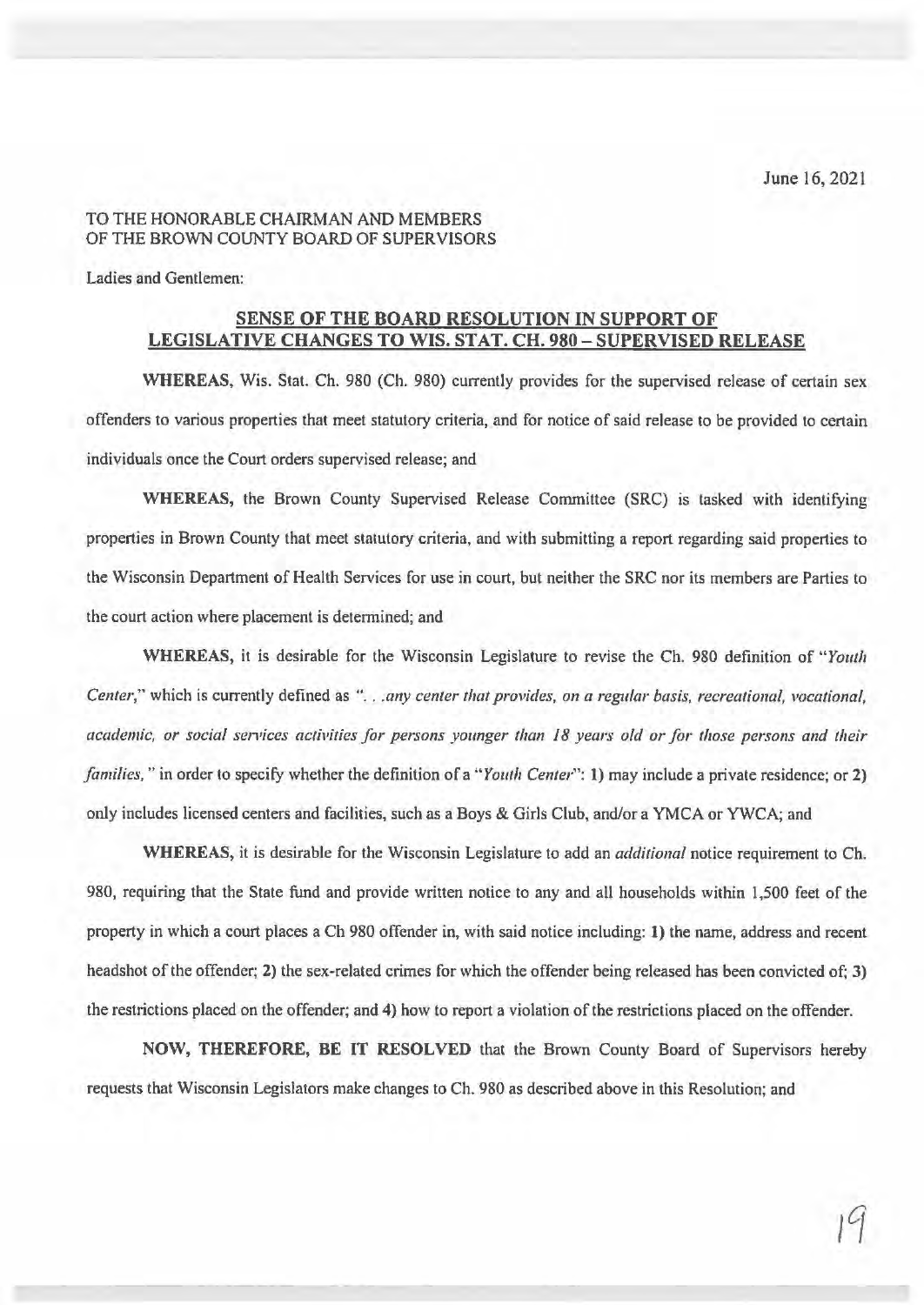June 16, 2021

TO THE HONORABLE CHAIRMAN AND MEMBERS
OF THE BROWN COUNTY BOARD OF SUPERVISORS

Ladies and Gentlemen:

## SENSE OF THE BOARD RESOLUTION IN SUPPORT OF LEGISLATIVE CHANGES TO WIS. STAT. CH. 980 – SUPERVISED RELEASE

**WHEREAS,** Wis. Stat. Ch. 980 (Ch. 980) currently provides for the supervised release of certain sex offenders to various properties that meet statutory criteria, and for notice of said release to be provided to certain individuals once the Court orders supervised release; and

**WHEREAS,** the Brown County Supervised Release Committee (SRC) is tasked with identifying properties in Brown County that meet statutory criteria, and with submitting a report regarding said properties to the Wisconsin Department of Health Services for use in court, but neither the SRC nor its members are Parties to the court action where placement is determined; and

**WHEREAS,** it is desirable for the Wisconsin Legislature to revise the Ch. 980 definition of "*Youth Center*," which is currently defined as "*. . .any center that provides, on a regular basis, recreational, vocational, academic, or social services activities for persons younger than 18 years old or for those persons and their families,*" in order to specify whether the definition of a "*Youth Center*": **1)** may include a private residence; or **2)** only includes licensed centers and facilities, such as a Boys & Girls Club, and/or a YMCA or YWCA; and

**WHEREAS,** it is desirable for the Wisconsin Legislature to add an *additional* notice requirement to Ch. 980, requiring that the State fund and provide written notice to any and all households within 1,500 feet of the property in which a court places a Ch 980 offender in, with said notice including: **1)** the name, address and recent headshot of the offender; **2)** the sex-related crimes for which the offender being released has been convicted of; **3)** the restrictions placed on the offender; and **4)** how to report a violation of the restrictions placed on the offender.

**NOW, THEREFORE, BE IT RESOLVED** that the Brown County Board of Supervisors hereby requests that Wisconsin Legislators make changes to Ch. 980 as described above in this Resolution; and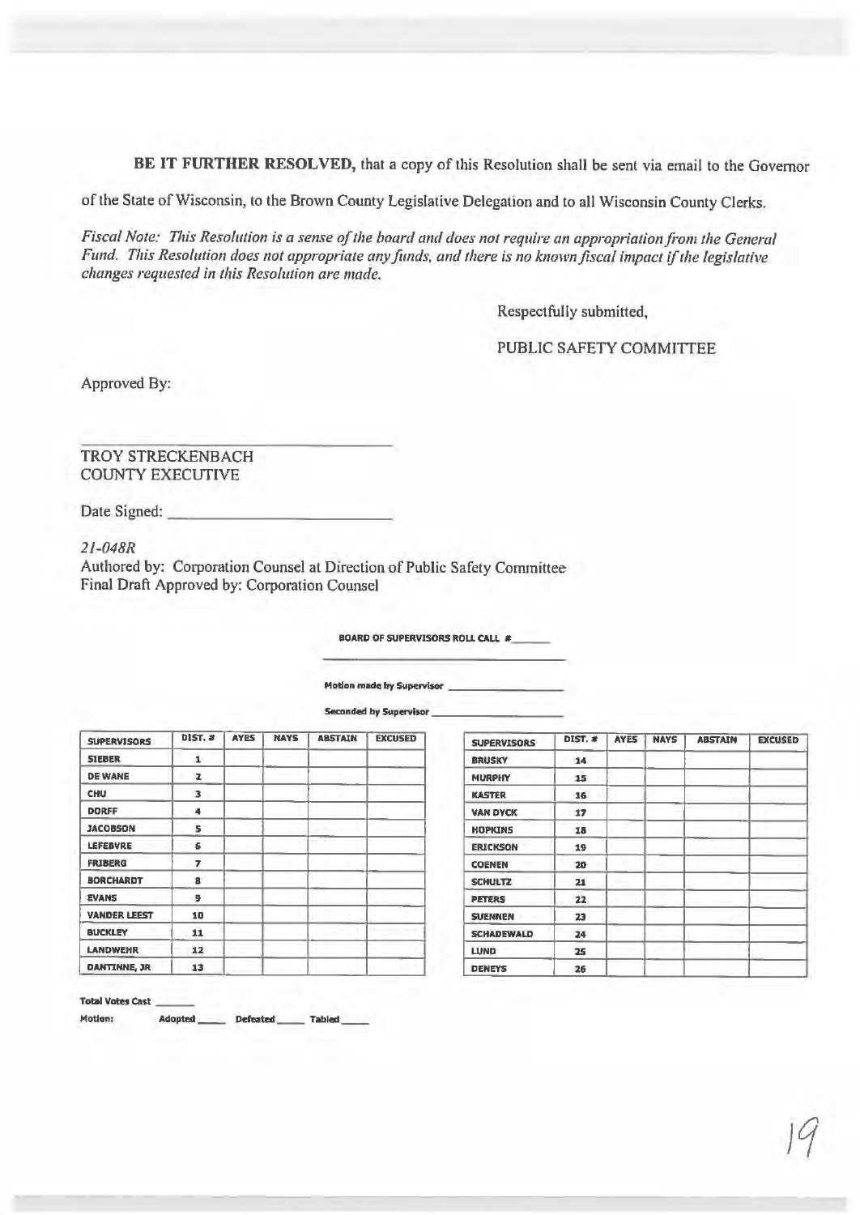**BE IT FURTHER RESOLVED,** that a copy of this Resolution shall be sent via email to the Governor of the State of Wisconsin, to the Brown County Legislative Delegation and to all Wisconsin County Clerks.

*Fiscal Note: This Resolution is a sense of the board and does not require an appropriation from the General Fund. This Resolution does not appropriate any funds, and there is no known fiscal impact if the legislative changes requested in this Resolution are made.*

Respectfully submitted,

PUBLIC SAFETY COMMITTEE

Approved By:

TROY STRECKENBACH
COUNTY EXECUTIVE

Date Signed: ____________________

*21-048R*
Authored by: Corporation Counsel at Direction of Public Safety Committee
Final Draft Approved by: Corporation Counsel

**BOARD OF SUPERVISORS ROLL CALL #** ______

**Motion made by Supervisor** ______________

**Seconded by Supervisor** ______________

| SUPERVISORS | DIST. # | AYES | NAYS | ABSTAIN | EXCUSED |
|---|---|---|---|---|---|
| SIEBER | 1 | | | | |
| DE WANE | 2 | | | | |
| CHU | 3 | | | | |
| DORFF | 4 | | | | |
| JACOBSON | 5 | | | | |
| LEFEBVRE | 6 | | | | |
| FRIBERG | 7 | | | | |
| BORCHARDT | 8 | | | | |
| EVANS | 9 | | | | |
| VANDER LEEST | 10 | | | | |
| BUCKLEY | 11 | | | | |
| LANDWEHR | 12 | | | | |
| DANTINNE, JR | 13 | | | | |

| SUPERVISORS | DIST. # | AYES | NAYS | ABSTAIN | EXCUSED |
|---|---|---|---|---|---|
| BRUSKY | 14 | | | | |
| MURPHY | 15 | | | | |
| KASTER | 16 | | | | |
| VAN DYCK | 17 | | | | |
| HOPKINS | 18 | | | | |
| ERICKSON | 19 | | | | |
| COENEN | 20 | | | | |
| SCHULTZ | 21 | | | | |
| PETERS | 22 | | | | |
| SUENNEN | 23 | | | | |
| SCHADEWALD | 24 | | | | |
| LUND | 25 | | | | |
| DENEYS | 26 | | | | |

**Total Votes Cast** ______

**Motion:** Adopted ______ Defeated ______ Tabled ______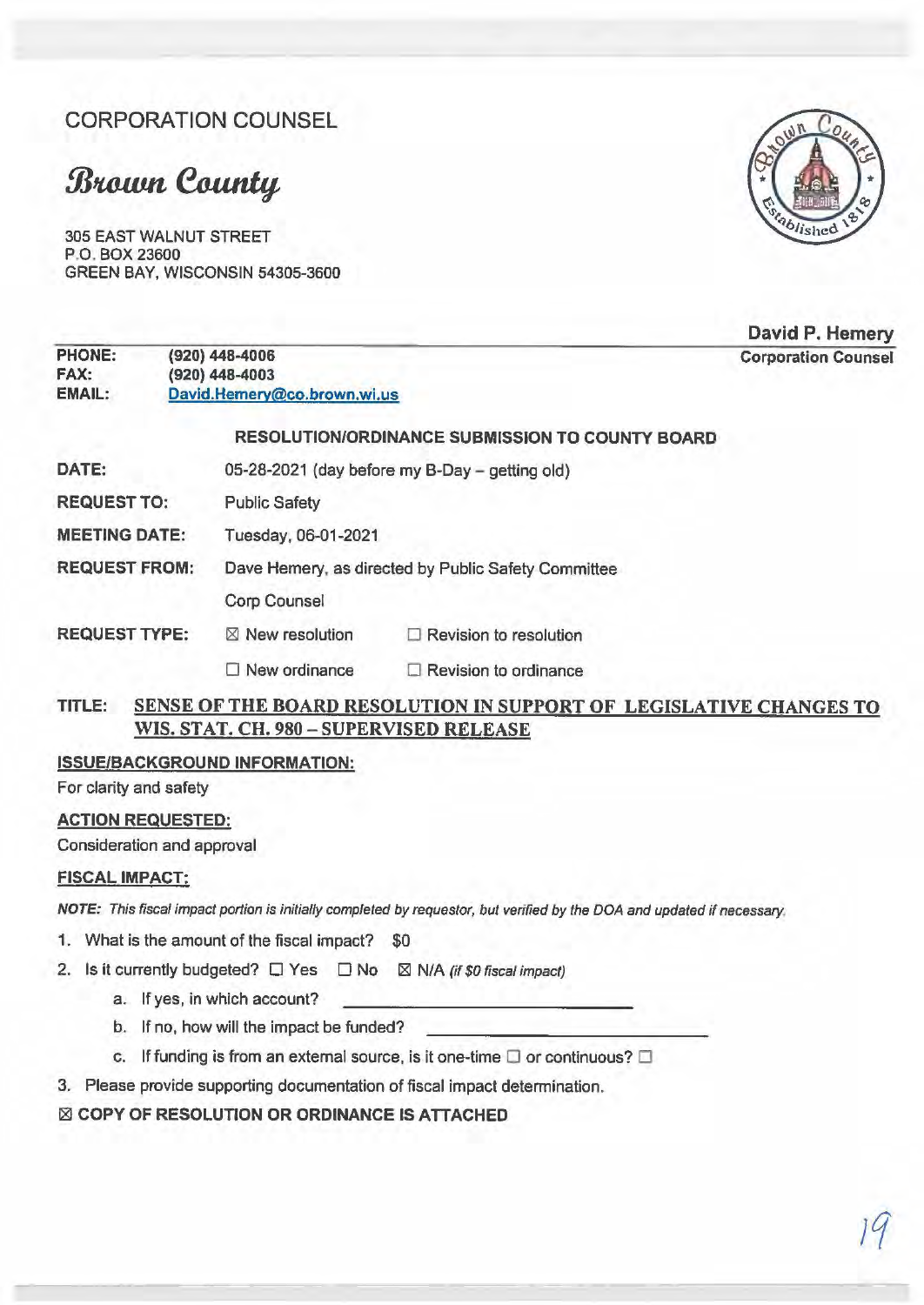CORPORATION COUNSEL

# Brown County

305 EAST WALNUT STREET
P.O. BOX 23600
GREEN BAY, WISCONSIN 54305-3600

**David P. Hemery**
**Corporation Counsel**

**PHONE:** (920) 448-4006
**FAX:** (920) 448-4003
**EMAIL:** David.Hemery@co.brown.wi.us

**RESOLUTION/ORDINANCE SUBMISSION TO COUNTY BOARD**

**DATE:** 05-28-2021 (day before my B-Day – getting old)

**REQUEST TO:** Public Safety

**MEETING DATE:** Tuesday, 06-01-2021

**REQUEST FROM:** Dave Hemery, as directed by Public Safety Committee
Corp Counsel

**REQUEST TYPE:** ☒ New resolution ☐ Revision to resolution
☐ New ordinance ☐ Revision to ordinance

**TITLE: SENSE OF THE BOARD RESOLUTION IN SUPPORT OF LEGISLATIVE CHANGES TO WIS. STAT. CH. 980 – SUPERVISED RELEASE**

**ISSUE/BACKGROUND INFORMATION:**

For clarity and safety

**ACTION REQUESTED:**

Consideration and approval

**FISCAL IMPACT:**

***NOTE:*** *This fiscal impact portion is initially completed by requestor, but verified by the DOA and updated if necessary.*

1. What is the amount of the fiscal impact? $0
2. Is it currently budgeted? ☐ Yes ☐ No ☒ N/A *(if $0 fiscal impact)*
   a. If yes, in which account? ______________
   b. If no, how will the impact be funded? ______________
   c. If funding is from an external source, is it one-time ☐ or continuous? ☐
3. Please provide supporting documentation of fiscal impact determination.

**☒ COPY OF RESOLUTION OR ORDINANCE IS ATTACHED**